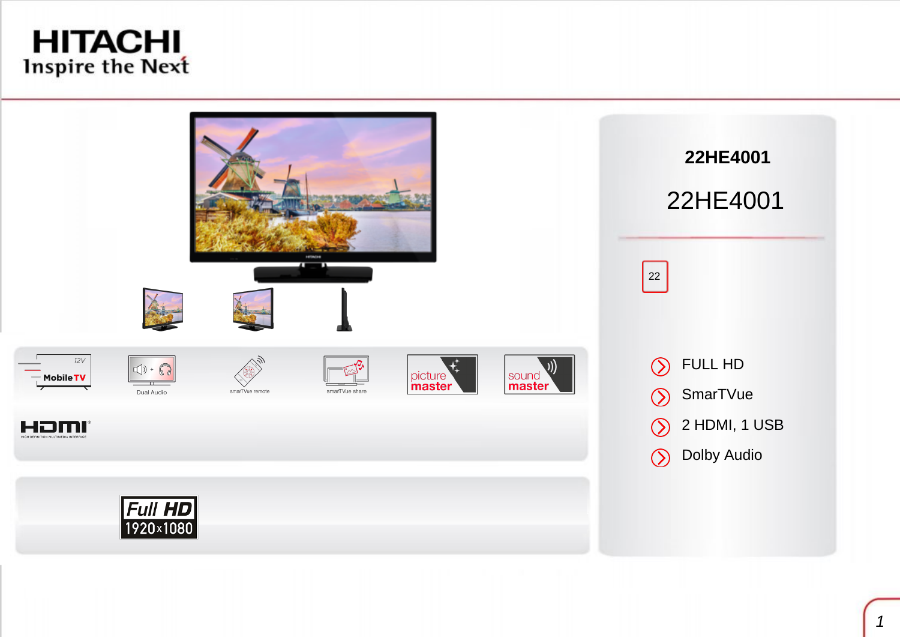HITACHI
Inspire the Next

# 22HE4001

## 22HE4001

22

- FULL HD
- SmarTVue
- 2 HDMI, 1 USB
- Dolby Audio

12V Mobile TV

Dual Audio

smarTVue remote

smarTVue share

picture master

sound master

HDMI HIGH DEFINITION MULTIMEDIA INTERFACE

Full HD 1920x1080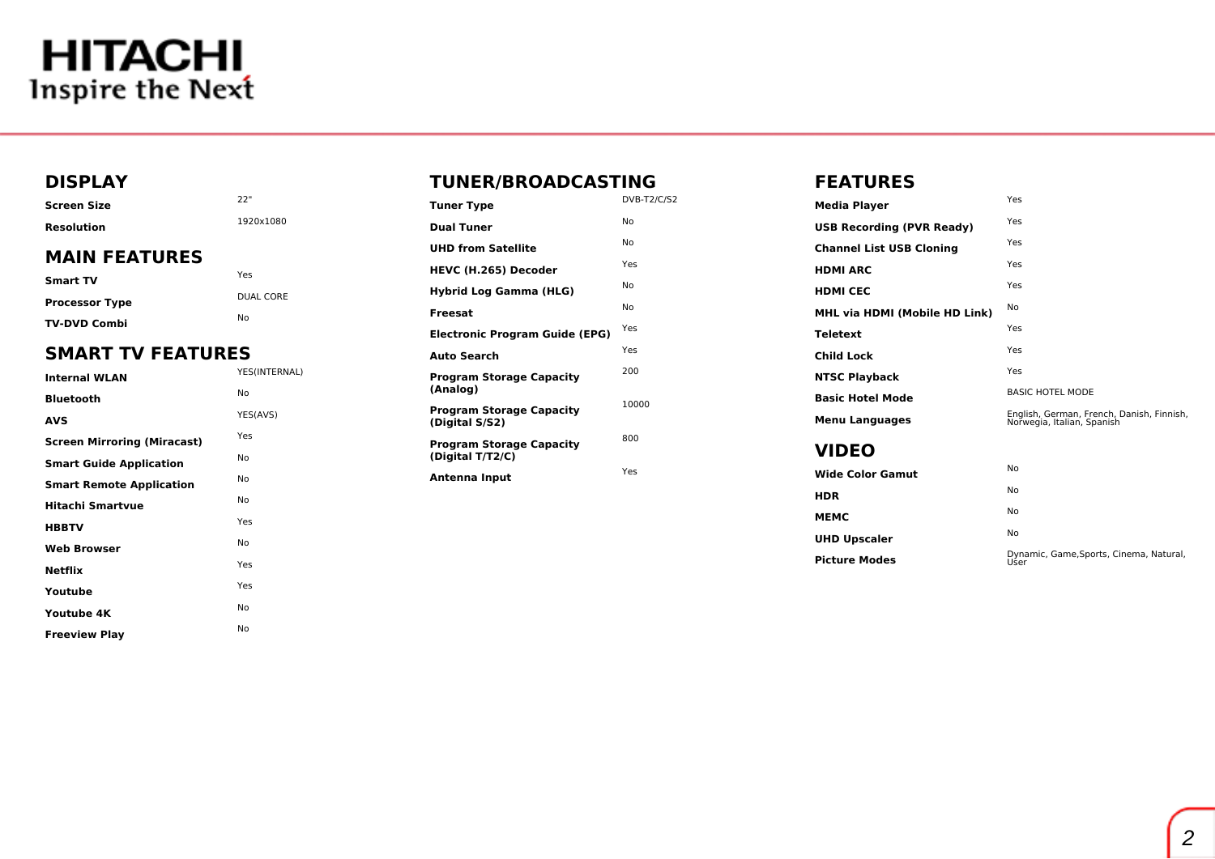## DISPLAY

| | |
|---|---|
| **Screen Size** | 22" |
| **Resolution** | 1920x1080 |

## MAIN FEATURES

| | |
|---|---|
| **Smart TV** | Yes |
| **Processor Type** | DUAL CORE |
| **TV-DVD Combi** | No |

## SMART TV FEATURES

| | |
|---|---|
| **Internal WLAN** | YES(INTERNAL) |
| **Bluetooth** | No |
| **AVS** | YES(AVS) |
| **Screen Mirroring (Miracast)** | Yes |
| **Smart Guide Application** | No |
| **Smart Remote Application** | No |
| **Hitachi Smartvue** | No |
| **HBBTV** | Yes |
| **Web Browser** | No |
| **Netflix** | Yes |
| **Youtube** | Yes |
| **Youtube 4K** | No |
| **Freeview Play** | No |

## TUNER/BROADCASTING

| | |
|---|---|
| **Tuner Type** | DVB-T2/C/S2 |
| **Dual Tuner** | No |
| **UHD from Satellite** | No |
| **HEVC (H.265) Decoder** | Yes |
| **Hybrid Log Gamma (HLG)** | No |
| **Freesat** | No |
| **Electronic Program Guide (EPG)** | Yes |
| **Auto Search** | Yes |
| **Program Storage Capacity (Analog)** | 200 |
| **Program Storage Capacity (Digital S/S2)** | 10000 |
| **Program Storage Capacity (Digital T/T2/C)** | 800 |
| **Antenna Input** | Yes |

## FEATURES

| | |
|---|---|
| **Media Player** | Yes |
| **USB Recording (PVR Ready)** | Yes |
| **Channel List USB Cloning** | Yes |
| **HDMI ARC** | Yes |
| **HDMI CEC** | Yes |
| **MHL via HDMI (Mobile HD Link)** | No |
| **Teletext** | Yes |
| **Child Lock** | Yes |
| **NTSC Playback** | Yes |
| **Basic Hotel Mode** | BASIC HOTEL MODE |
| **Menu Languages** | English, German, French, Danish, Finnish, Norwegia, Italian, Spanish |

## VIDEO

| | |
|---|---|
| **Wide Color Gamut** | No |
| **HDR** | No |
| **MEMC** | No |
| **UHD Upscaler** | No |
| **Picture Modes** | Dynamic, Game,Sports, Cinema, Natural, User |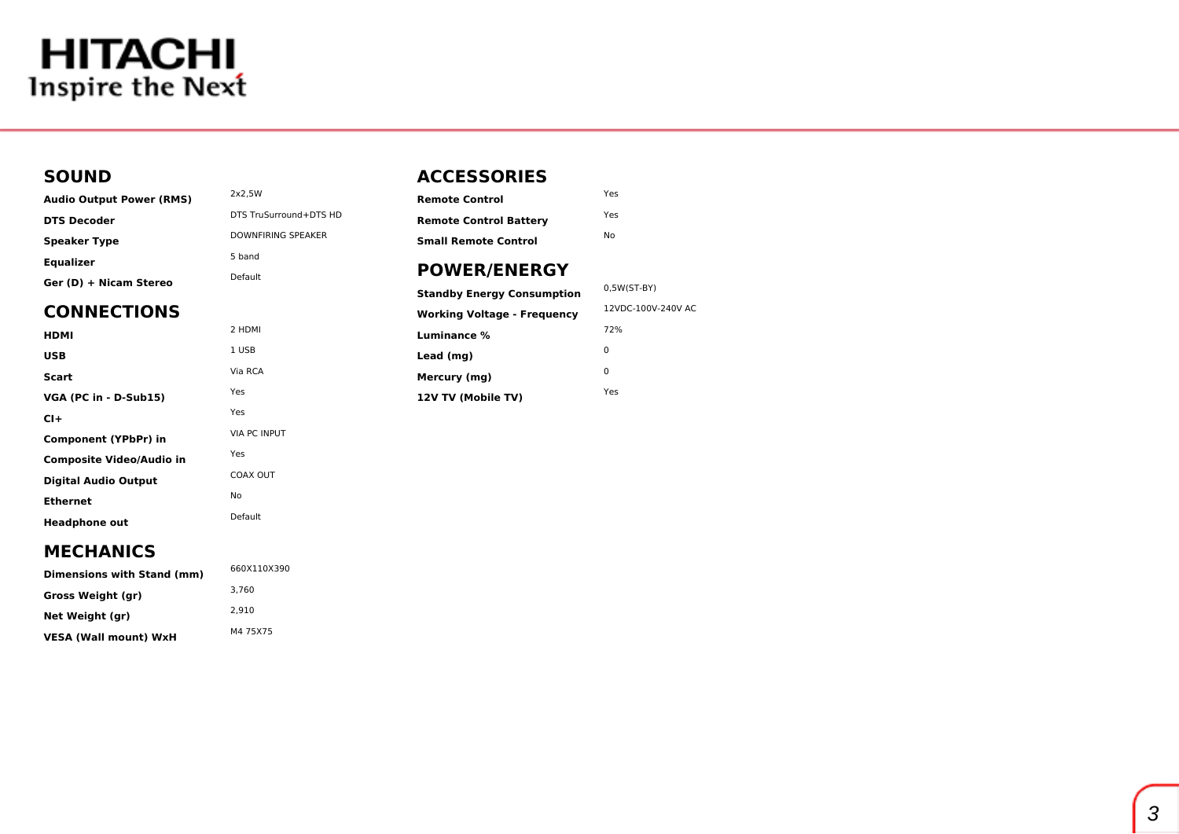HITACHI
Inspire the Next

## SOUND

| | |
|---|---|
| **Audio Output Power (RMS)** | 2x2,5W |
| **DTS Decoder** | DTS TruSurround+DTS HD |
| **Speaker Type** | DOWNFIRING SPEAKER |
| **Equalizer** | 5 band |
| **Ger (D) + Nicam Stereo** | Default |

## CONNECTIONS

| | |
|---|---|
| **HDMI** | 2 HDMI |
| **USB** | 1 USB |
| **Scart** | Via RCA |
| **VGA (PC in - D-Sub15)** | Yes |
| **CI+** | Yes |
| **Component (YPbPr) in** | VIA PC INPUT |
| **Composite Video/Audio in** | Yes |
| **Digital Audio Output** | COAX OUT |
| **Ethernet** | No |
| **Headphone out** | Default |

## MECHANICS

| | |
|---|---|
| **Dimensions with Stand (mm)** | 660X110X390 |
| **Gross Weight (gr)** | 3,760 |
| **Net Weight (gr)** | 2,910 |
| **VESA (Wall mount) WxH** | M4 75X75 |

## ACCESSORIES

| | |
|---|---|
| **Remote Control** | Yes |
| **Remote Control Battery** | Yes |
| **Small Remote Control** | No |

## POWER/ENERGY

| | |
|---|---|
| **Standby Energy Consumption** | 0,5W(ST-BY) |
| **Working Voltage - Frequency** | 12VDC-100V-240V AC |
| **Luminance %** | 72% |
| **Lead (mg)** | 0 |
| **Mercury (mg)** | 0 |
| **12V TV (Mobile TV)** | Yes |